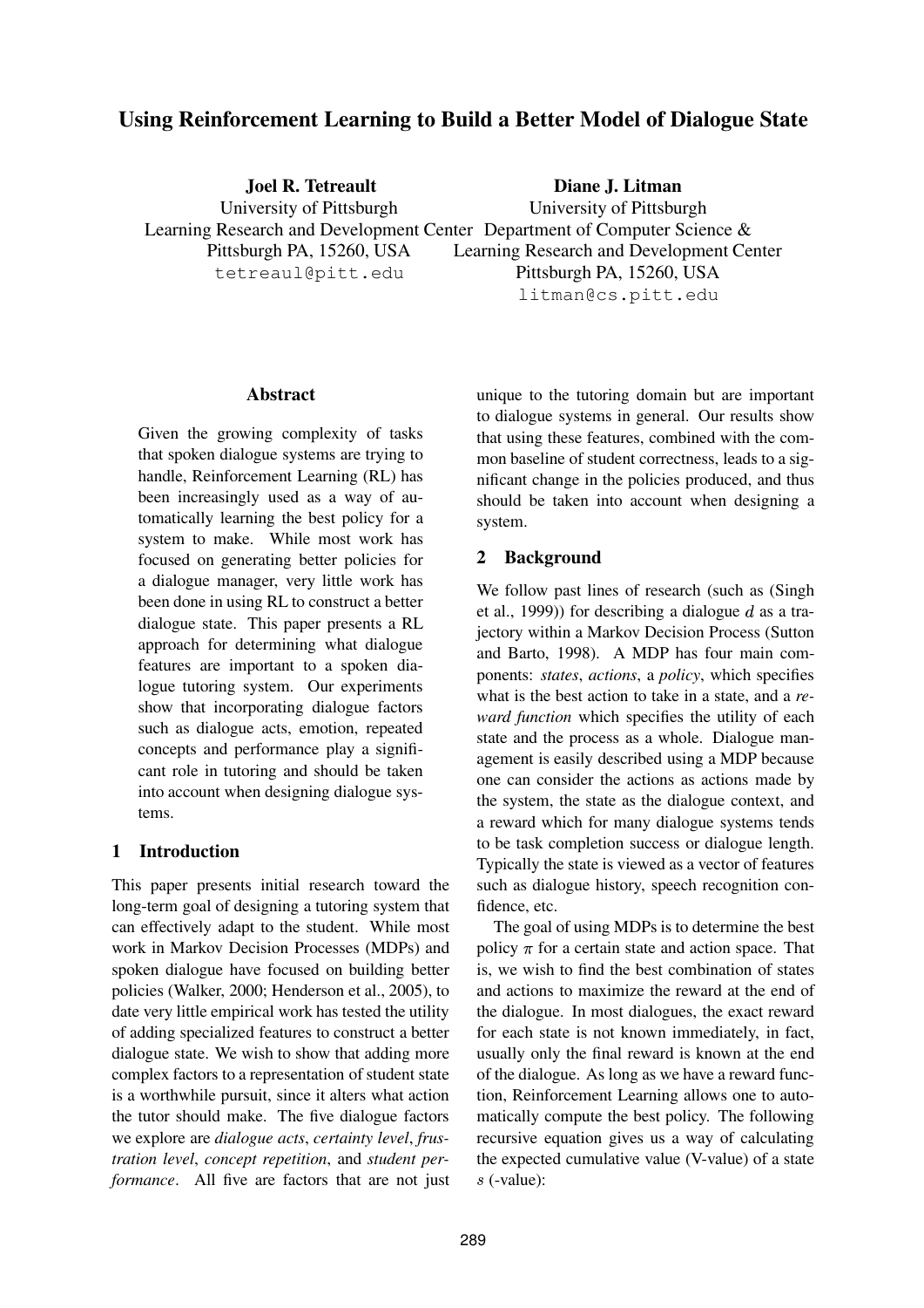# Using Reinforcement Learning to Build a Better Model of Dialogue State

**Joel R. Tetreault**
University of Pittsburgh
Learning Research and Development Center
Pittsburgh PA, 15260, USA
tetreaul@pitt.edu

**Diane J. Litman**
University of Pittsburgh
Department of Computer Science &
Learning Research and Development Center
Pittsburgh PA, 15260, USA
litman@cs.pitt.edu

## Abstract

Given the growing complexity of tasks that spoken dialogue systems are trying to handle, Reinforcement Learning (RL) has been increasingly used as a way of automatically learning the best policy for a system to make. While most work has focused on generating better policies for a dialogue manager, very little work has been done in using RL to construct a better dialogue state. This paper presents a RL approach for determining what dialogue features are important to a spoken dialogue tutoring system. Our experiments show that incorporating dialogue factors such as dialogue acts, emotion, repeated concepts and performance play a significant role in tutoring and should be taken into account when designing dialogue systems.

## 1 Introduction

This paper presents initial research toward the long-term goal of designing a tutoring system that can effectively adapt to the student. While most work in Markov Decision Processes (MDPs) and spoken dialogue have focused on building better policies (Walker, 2000; Henderson et al., 2005), to date very little empirical work has tested the utility of adding specialized features to construct a better dialogue state. We wish to show that adding more complex factors to a representation of student state is a worthwhile pursuit, since it alters what action the tutor should make. The five dialogue factors we explore are *dialogue acts*, *certainty level*, *frustration level*, *concept repetition*, and *student performance*. All five are factors that are not just unique to the tutoring domain but are important to dialogue systems in general. Our results show that using these features, combined with the common baseline of student correctness, leads to a significant change in the policies produced, and thus should be taken into account when designing a system.

## 2 Background

We follow past lines of research (such as (Singh et al., 1999)) for describing a dialogue $d$ as a trajectory within a Markov Decision Process (Sutton and Barto, 1998). A MDP has four main components: *states*, *actions*, a *policy*, which specifies what is the best action to take in a state, and a *reward function* which specifies the utility of each state and the process as a whole. Dialogue management is easily described using a MDP because one can consider the actions as actions made by the system, the state as the dialogue context, and a reward which for many dialogue systems tends to be task completion success or dialogue length. Typically the state is viewed as a vector of features such as dialogue history, speech recognition confidence, etc.

The goal of using MDPs is to determine the best policy $\pi$ for a certain state and action space. That is, we wish to find the best combination of states and actions to maximize the reward at the end of the dialogue. In most dialogues, the exact reward for each state is not known immediately, in fact, usually only the final reward is known at the end of the dialogue. As long as we have a reward function, Reinforcement Learning allows one to automatically compute the best policy. The following recursive equation gives us a way of calculating the expected cumulative value (V-value) of a state $s$ (-value):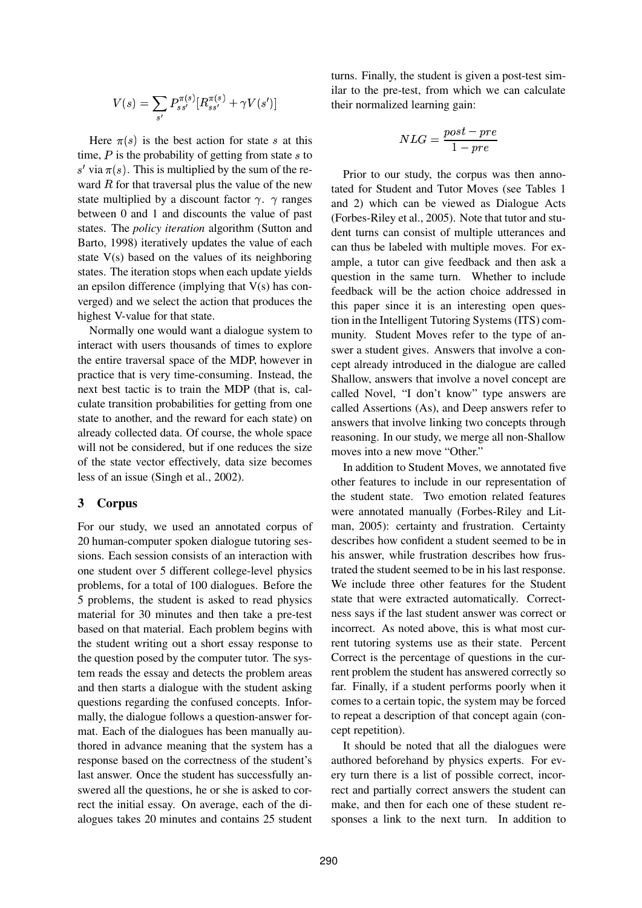$$V(s) = \sum_{s'} P_{ss'}^{\pi(s)} [R_{ss'}^{\pi(s)} + \gamma V(s')]$$

Here $\pi(s)$ is the best action for state $s$ at this time, $P$ is the probability of getting from state $s$ to $s'$ via $\pi(s)$. This is multiplied by the sum of the reward $R$ for that traversal plus the value of the new state multiplied by a discount factor $\gamma$. $\gamma$ ranges between 0 and 1 and discounts the value of past states. The *policy iteration* algorithm (Sutton and Barto, 1998) iteratively updates the value of each state V(s) based on the values of its neighboring states. The iteration stops when each update yields an epsilon difference (implying that V(s) has converged) and we select the action that produces the highest V-value for that state.

Normally one would want a dialogue system to interact with users thousands of times to explore the entire traversal space of the MDP, however in practice that is very time-consuming. Instead, the next best tactic is to train the MDP (that is, calculate transition probabilities for getting from one state to another, and the reward for each state) on already collected data. Of course, the whole space will not be considered, but if one reduces the size of the state vector effectively, data size becomes less of an issue (Singh et al., 2002).

## 3 Corpus

For our study, we used an annotated corpus of 20 human-computer spoken dialogue tutoring sessions. Each session consists of an interaction with one student over 5 different college-level physics problems, for a total of 100 dialogues. Before the 5 problems, the student is asked to read physics material for 30 minutes and then take a pre-test based on that material. Each problem begins with the student writing out a short essay response to the question posed by the computer tutor. The system reads the essay and detects the problem areas and then starts a dialogue with the student asking questions regarding the confused concepts. Informally, the dialogue follows a question-answer format. Each of the dialogues has been manually authored in advance meaning that the system has a response based on the correctness of the student's last answer. Once the student has successfully answered all the questions, he or she is asked to correct the initial essay. On average, each of the dialogues takes 20 minutes and contains 25 student turns. Finally, the student is given a post-test similar to the pre-test, from which we can calculate their normalized learning gain:

$$NLG = \frac{post - pre}{1 - pre}$$

Prior to our study, the corpus was then annotated for Student and Tutor Moves (see Tables 1 and 2) which can be viewed as Dialogue Acts (Forbes-Riley et al., 2005). Note that tutor and student turns can consist of multiple utterances and can thus be labeled with multiple moves. For example, a tutor can give feedback and then ask a question in the same turn. Whether to include feedback will be the action choice addressed in this paper since it is an interesting open question in the Intelligent Tutoring Systems (ITS) community. Student Moves refer to the type of answer a student gives. Answers that involve a concept already introduced in the dialogue are called Shallow, answers that involve a novel concept are called Novel, "I don't know" type answers are called Assertions (As), and Deep answers refer to answers that involve linking two concepts through reasoning. In our study, we merge all non-Shallow moves into a new move "Other."

In addition to Student Moves, we annotated five other features to include in our representation of the student state. Two emotion related features were annotated manually (Forbes-Riley and Litman, 2005): certainty and frustration. Certainty describes how confident a student seemed to be in his answer, while frustration describes how frustrated the student seemed to be in his last response. We include three other features for the Student state that were extracted automatically. Correctness says if the last student answer was correct or incorrect. As noted above, this is what most current tutoring systems use as their state. Percent Correct is the percentage of questions in the current problem the student has answered correctly so far. Finally, if a student performs poorly when it comes to a certain topic, the system may be forced to repeat a description of that concept again (concept repetition).

It should be noted that all the dialogues were authored beforehand by physics experts. For every turn there is a list of possible correct, incorrect and partially correct answers the student can make, and then for each one of these student responses a link to the next turn. In addition to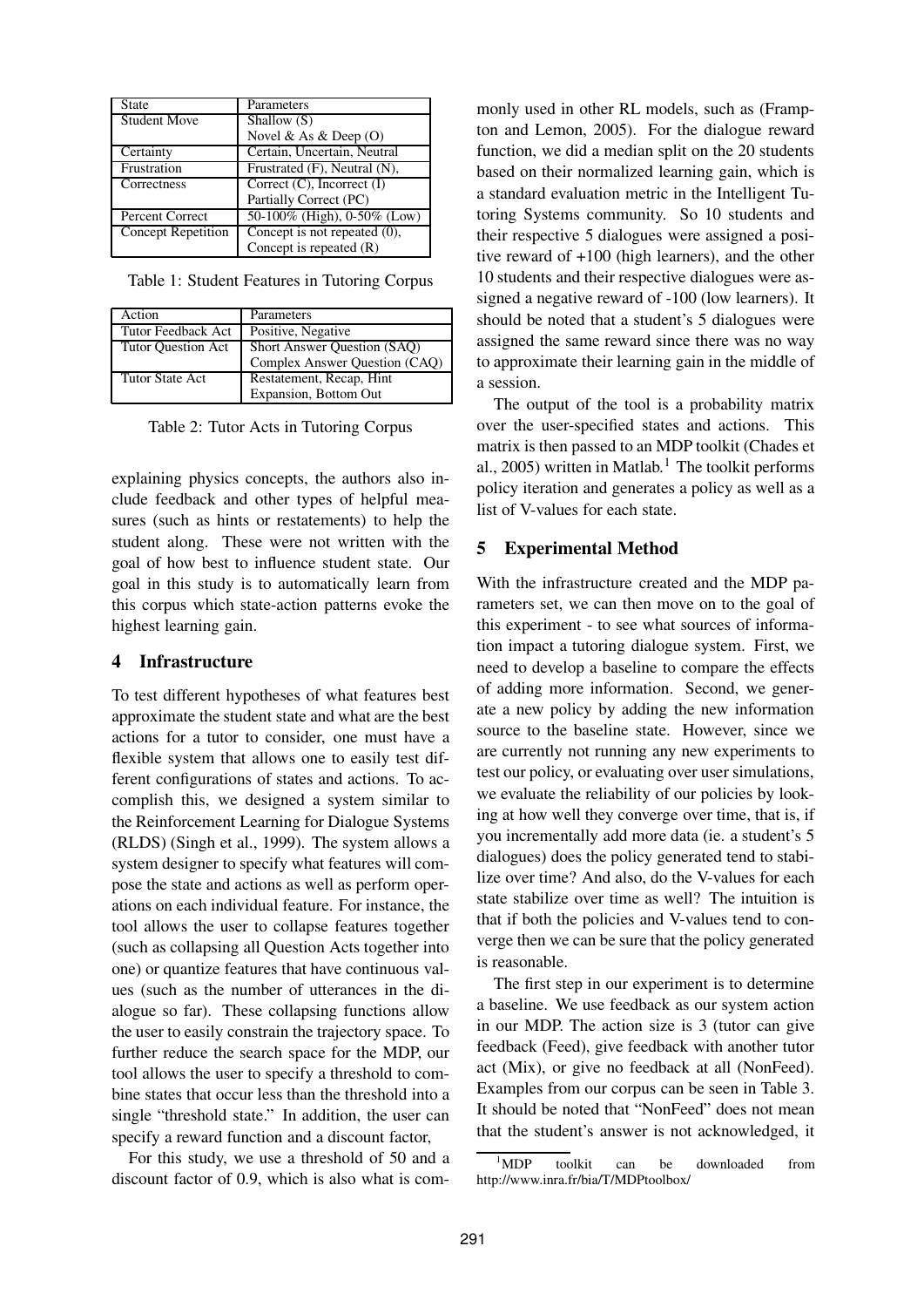| State | Parameters |
|---|---|
| Student Move | Shallow (S) |
| | Novel & As & Deep (O) |
| Certainty | Certain, Uncertain, Neutral |
| Frustration | Frustrated (F), Neutral (N), |
| Correctness | Correct (C), Incorrect (I) |
| | Partially Correct (PC) |
| Percent Correct | 50-100% (High), 0-50% (Low) |
| Concept Repetition | Concept is not repeated (0), |
| | Concept is repeated (R) |

Table 1: Student Features in Tutoring Corpus

| Action | Parameters |
|---|---|
| Tutor Feedback Act | Positive, Negative |
| Tutor Question Act | Short Answer Question (SAQ) |
| | Complex Answer Question (CAQ) |
| Tutor State Act | Restatement, Recap, Hint |
| | Expansion, Bottom Out |

Table 2: Tutor Acts in Tutoring Corpus

explaining physics concepts, the authors also include feedback and other types of helpful measures (such as hints or restatements) to help the student along. These were not written with the goal of how best to influence student state. Our goal in this study is to automatically learn from this corpus which state-action patterns evoke the highest learning gain.

## 4 Infrastructure

To test different hypotheses of what features best approximate the student state and what are the best actions for a tutor to consider, one must have a flexible system that allows one to easily test different configurations of states and actions. To accomplish this, we designed a system similar to the Reinforcement Learning for Dialogue Systems (RLDS) (Singh et al., 1999). The system allows a system designer to specify what features will compose the state and actions as well as perform operations on each individual feature. For instance, the tool allows the user to collapse features together (such as collapsing all Question Acts together into one) or quantize features that have continuous values (such as the number of utterances in the dialogue so far). These collapsing functions allow the user to easily constrain the trajectory space. To further reduce the search space for the MDP, our tool allows the user to specify a threshold to combine states that occur less than the threshold into a single "threshold state." In addition, the user can specify a reward function and a discount factor,

For this study, we use a threshold of 50 and a discount factor of 0.9, which is also what is commonly used in other RL models, such as (Frampton and Lemon, 2005). For the dialogue reward function, we did a median split on the 20 students based on their normalized learning gain, which is a standard evaluation metric in the Intelligent Tutoring Systems community. So 10 students and their respective 5 dialogues were assigned a positive reward of +100 (high learners), and the other 10 students and their respective dialogues were assigned a negative reward of -100 (low learners). It should be noted that a student's 5 dialogues were assigned the same reward since there was no way to approximate their learning gain in the middle of a session.

The output of the tool is a probability matrix over the user-specified states and actions. This matrix is then passed to an MDP toolkit (Chades et al., 2005) written in Matlab.[1] The toolkit performs policy iteration and generates a policy as well as a list of V-values for each state.

## 5 Experimental Method

With the infrastructure created and the MDP parameters set, we can then move on to the goal of this experiment - to see what sources of information impact a tutoring dialogue system. First, we need to develop a baseline to compare the effects of adding more information. Second, we generate a new policy by adding the new information source to the baseline state. However, since we are currently not running any new experiments to test our policy, or evaluating over user simulations, we evaluate the reliability of our policies by looking at how well they converge over time, that is, if you incrementally add more data (ie. a student's 5 dialogues) does the policy generated tend to stabilize over time? And also, do the V-values for each state stabilize over time as well? The intuition is that if both the policies and V-values tend to converge then we can be sure that the policy generated is reasonable.

The first step in our experiment is to determine a baseline. We use feedback as our system action in our MDP. The action size is 3 (tutor can give feedback (Feed), give feedback with another tutor act (Mix), or give no feedback at all (NonFeed). Examples from our corpus can be seen in Table 3. It should be noted that "NonFeed" does not mean that the student's answer is not acknowledged, it

[1] MDP toolkit can be downloaded from http://www.inra.fr/bia/T/MDPtoolbox/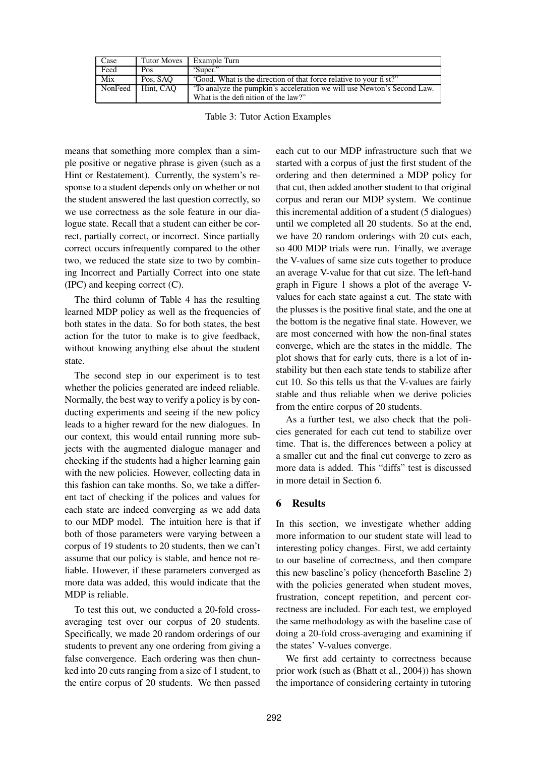| Case | Tutor Moves | Example Turn |
|---|---|---|
| Feed | Pos | 'Super." |
| Mix | Pos, SAQ | 'Good. What is the direction of that force relative to your fist?" |
| NonFeed | Hint, CAQ | 'To analyze the pumpkin's acceleration we will use Newton's Second Law. What is the definition of the law?" |

Table 3: Tutor Action Examples

means that something more complex than a simple positive or negative phrase is given (such as a Hint or Restatement). Currently, the system's response to a student depends only on whether or not the student answered the last question correctly, so we use correctness as the sole feature in our dialogue state. Recall that a student can either be correct, partially correct, or incorrect. Since partially correct occurs infrequently compared to the other two, we reduced the state size to two by combining Incorrect and Partially Correct into one state (IPC) and keeping correct (C).

The third column of Table 4 has the resulting learned MDP policy as well as the frequencies of both states in the data. So for both states, the best action for the tutor to make is to give feedback, without knowing anything else about the student state.

The second step in our experiment is to test whether the policies generated are indeed reliable. Normally, the best way to verify a policy is by conducting experiments and seeing if the new policy leads to a higher reward for the new dialogues. In our context, this would entail running more subjects with the augmented dialogue manager and checking if the students had a higher learning gain with the new policies. However, collecting data in this fashion can take months. So, we take a different tact of checking if the polices and values for each state are indeed converging as we add data to our MDP model. The intuition here is that if both of those parameters were varying between a corpus of 19 students to 20 students, then we can't assume that our policy is stable, and hence not reliable. However, if these parameters converged as more data was added, this would indicate that the MDP is reliable.

To test this out, we conducted a 20-fold cross-averaging test over our corpus of 20 students. Specifically, we made 20 random orderings of our students to prevent any one ordering from giving a false convergence. Each ordering was then chunked into 20 cuts ranging from a size of 1 student, to the entire corpus of 20 students. We then passed each cut to our MDP infrastructure such that we started with a corpus of just the first student of the ordering and then determined a MDP policy for that cut, then added another student to that original corpus and reran our MDP system. We continue this incremental addition of a student (5 dialogues) until we completed all 20 students. So at the end, we have 20 random orderings with 20 cuts each, so 400 MDP trials were run. Finally, we average the V-values of same size cuts together to produce an average V-value for that cut size. The left-hand graph in Figure 1 shows a plot of the average V-values for each state against a cut. The state with the plusses is the positive final state, and the one at the bottom is the negative final state. However, we are most concerned with how the non-final states converge, which are the states in the middle. The plot shows that for early cuts, there is a lot of instability but then each state tends to stabilize after cut 10. So this tells us that the V-values are fairly stable and thus reliable when we derive policies from the entire corpus of 20 students.

As a further test, we also check that the policies generated for each cut tend to stabilize over time. That is, the differences between a policy at a smaller cut and the final cut converge to zero as more data is added. This "diffs" test is discussed in more detail in Section 6.

## 6 Results

In this section, we investigate whether adding more information to our student state will lead to interesting policy changes. First, we add certainty to our baseline of correctness, and then compare this new baseline's policy (henceforth Baseline 2) with the policies generated when student moves, frustration, concept repetition, and percent correctness are included. For each test, we employed the same methodology as with the baseline case of doing a 20-fold cross-averaging and examining if the states' V-values converge.

We first add certainty to correctness because prior work (such as (Bhatt et al., 2004)) has shown the importance of considering certainty in tutoring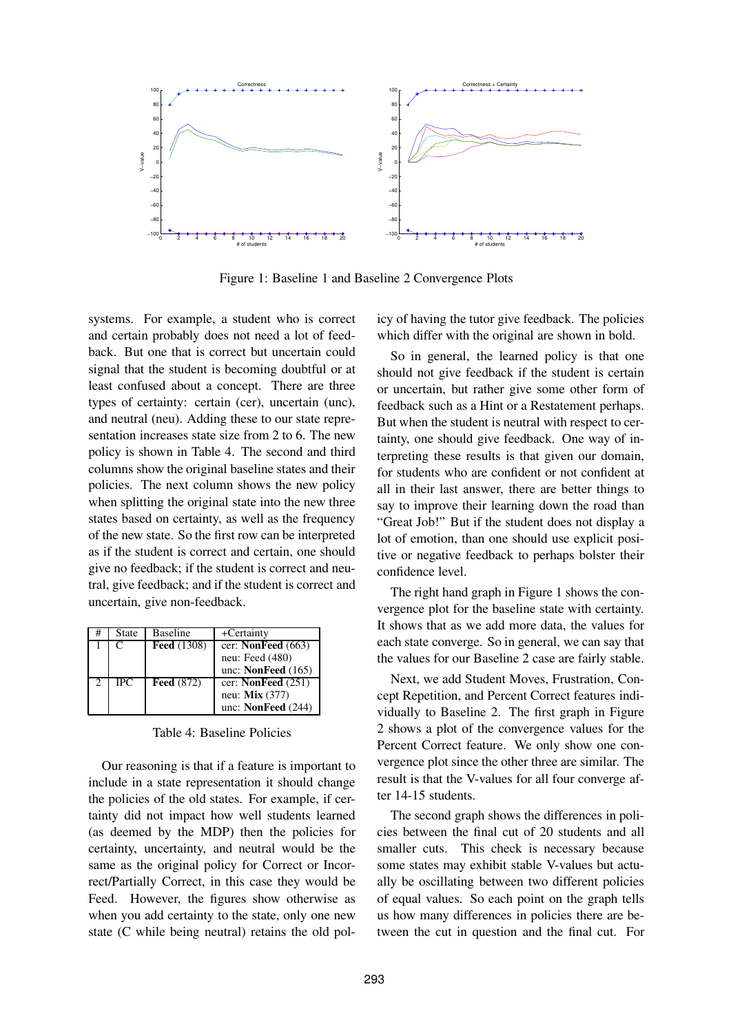Figure 1: Baseline 1 and Baseline 2 Convergence Plots

systems. For example, a student who is correct and certain probably does not need a lot of feedback. But one that is correct but uncertain could signal that the student is becoming doubtful or at least confused about a concept. There are three types of certainty: certain (cer), uncertain (unc), and neutral (neu). Adding these to our state representation increases state size from 2 to 6. The new policy is shown in Table 4. The second and third columns show the original baseline states and their policies. The next column shows the new policy when splitting the original state into the new three states based on certainty, as well as the frequency of the new state. So the first row can be interpreted as if the student is correct and certain, one should give no feedback; if the student is correct and neutral, give feedback; and if the student is correct and uncertain, give non-feedback.

| # | State | Baseline | +Certainty |
|---|---|---|---|
| 1 | C | **Feed** (1308) | cer: **NonFeed** (663)<br>neu: Feed (480)<br>unc: **NonFeed** (165) |
| 2 | IPC | **Feed** (872) | cer: **NonFeed** (251)<br>neu: **Mix** (377)<br>unc: **NonFeed** (244) |

Table 4: Baseline Policies

Our reasoning is that if a feature is important to include in a state representation it should change the policies of the old states. For example, if certainty did not impact how well students learned (as deemed by the MDP) then the policies for certainty, uncertainty, and neutral would be the same as the original policy for Correct or Incorrect/Partially Correct, in this case they would be Feed. However, the figures show otherwise as when you add certainty to the state, only one new state (C while being neutral) retains the old policy of having the tutor give feedback. The policies which differ with the original are shown in bold.

So in general, the learned policy is that one should not give feedback if the student is certain or uncertain, but rather give some other form of feedback such as a Hint or a Restatement perhaps. But when the student is neutral with respect to certainty, one should give feedback. One way of interpreting these results is that given our domain, for students who are confident or not confident at all in their last answer, there are better things to say to improve their learning down the road than "Great Job!" But if the student does not display a lot of emotion, than one should use explicit positive or negative feedback to perhaps bolster their confidence level.

The right hand graph in Figure 1 shows the convergence plot for the baseline state with certainty. It shows that as we add more data, the values for each state converge. So in general, we can say that the values for our Baseline 2 case are fairly stable.

Next, we add Student Moves, Frustration, Concept Repetition, and Percent Correct features individually to Baseline 2. The first graph in Figure 2 shows a plot of the convergence values for the Percent Correct feature. We only show one convergence plot since the other three are similar. The result is that the V-values for all four converge after 14-15 students.

The second graph shows the differences in policies between the final cut of 20 students and all smaller cuts. This check is necessary because some states may exhibit stable V-values but actually be oscillating between two different policies of equal values. So each point on the graph tells us how many differences in policies there are between the cut in question and the final cut. For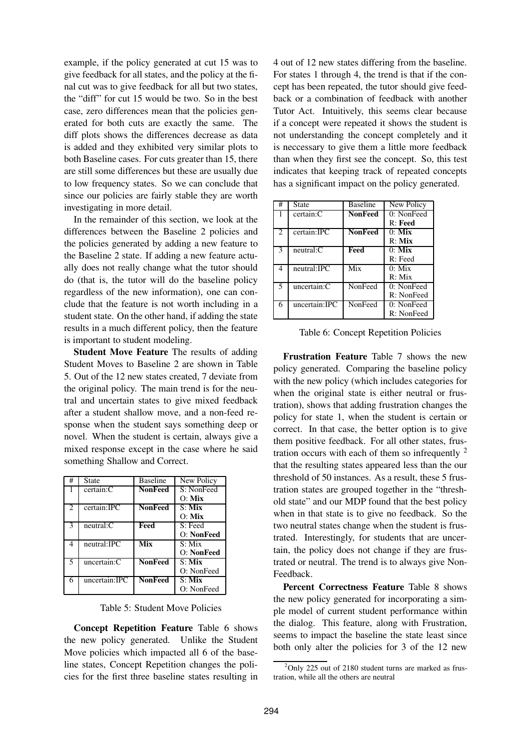example, if the policy generated at cut 15 was to give feedback for all states, and the policy at the final cut was to give feedback for all but two states, the "diff" for cut 15 would be two. So in the best case, zero differences mean that the policies generated for both cuts are exactly the same. The diff plots shows the differences decrease as data is added and they exhibited very similar plots to both Baseline cases. For cuts greater than 15, there are still some differences but these are usually due to low frequency states. So we can conclude that since our policies are fairly stable they are worth investigating in more detail.

In the remainder of this section, we look at the differences between the Baseline 2 policies and the policies generated by adding a new feature to the Baseline 2 state. If adding a new feature actually does not really change what the tutor should do (that is, the tutor will do the baseline policy regardless of the new information), one can conclude that the feature is not worth including in a student state. On the other hand, if adding the state results in a much different policy, then the feature is important to student modeling.

**Student Move Feature** The results of adding Student Moves to Baseline 2 are shown in Table 5. Out of the 12 new states created, 7 deviate from the original policy. The main trend is for the neutral and uncertain states to give mixed feedback after a student shallow move, and a non-feed response when the student says something deep or novel. When the student is certain, always give a mixed response except in the case where he said something Shallow and Correct.

| # | State | Baseline | New Policy |
|---|---|---|---|
| 1 | certain:C | **NonFeed** | S: NonFeed<br>O: **Mix** |
| 2 | certain:IPC | **NonFeed** | S: **Mix**<br>O: **Mix** |
| 3 | neutral:C | **Feed** | S: Feed<br>O: **NonFeed** |
| 4 | neutral:IPC | **Mix** | S: Mix<br>O: **NonFeed** |
| 5 | uncertain:C | **NonFeed** | S: **Mix**<br>O: NonFeed |
| 6 | uncertain:IPC | **NonFeed** | S: **Mix**<br>O: NonFeed |

Table 5: Student Move Policies

**Concept Repetition Feature** Table 6 shows the new policy generated. Unlike the Student Move policies which impacted all 6 of the baseline states, Concept Repetition changes the policies for the first three baseline states resulting in 4 out of 12 new states differing from the baseline. For states 1 through 4, the trend is that if the concept has been repeated, the tutor should give feedback or a combination of feedback with another Tutor Act. Intuitively, this seems clear because if a concept were repeated it shows the student is not understanding the concept completely and it is neccessary to give them a little more feedback than when they first see the concept. So, this test indicates that keeping track of repeated concepts has a significant impact on the policy generated.

| # | State | Baseline | New Policy |
|---|---|---|---|
| 1 | certain:C | **NonFeed** | 0: NonFeed<br>R: **Feed** |
| 2 | certain:IPC | **NonFeed** | 0: **Mix**<br>R: **Mix** |
| 3 | neutral:C | **Feed** | 0: **Mix**<br>R: Feed |
| 4 | neutral:IPC | Mix | 0: Mix<br>R: Mix |
| 5 | uncertain:C | NonFeed | 0: NonFeed<br>R: NonFeed |
| 6 | uncertain:IPC | NonFeed | 0: NonFeed<br>R: NonFeed |

Table 6: Concept Repetition Policies

**Frustration Feature** Table 7 shows the new policy generated. Comparing the baseline policy with the new policy (which includes categories for when the original state is either neutral or frustration), shows that adding frustration changes the policy for state 1, when the student is certain or correct. In that case, the better option is to give them positive feedback. For all other states, frustration occurs with each of them so infrequently [2] that the resulting states appeared less than the our threshold of 50 instances. As a result, these 5 frustration states are grouped together in the "threshold state" and our MDP found that the best policy when in that state is to give no feedback. So the two neutral states change when the student is frustrated. Interestingly, for students that are uncertain, the policy does not change if they are frustrated or neutral. The trend is to always give NonFeedback.

**Percent Correctness Feature** Table 8 shows the new policy generated for incorporating a simple model of current student performance within the dialog. This feature, along with Frustration, seems to impact the baseline the state least since both only alter the policies for 3 of the 12 new

[2] Only 225 out of 2180 student turns are marked as frustration, while all the others are neutral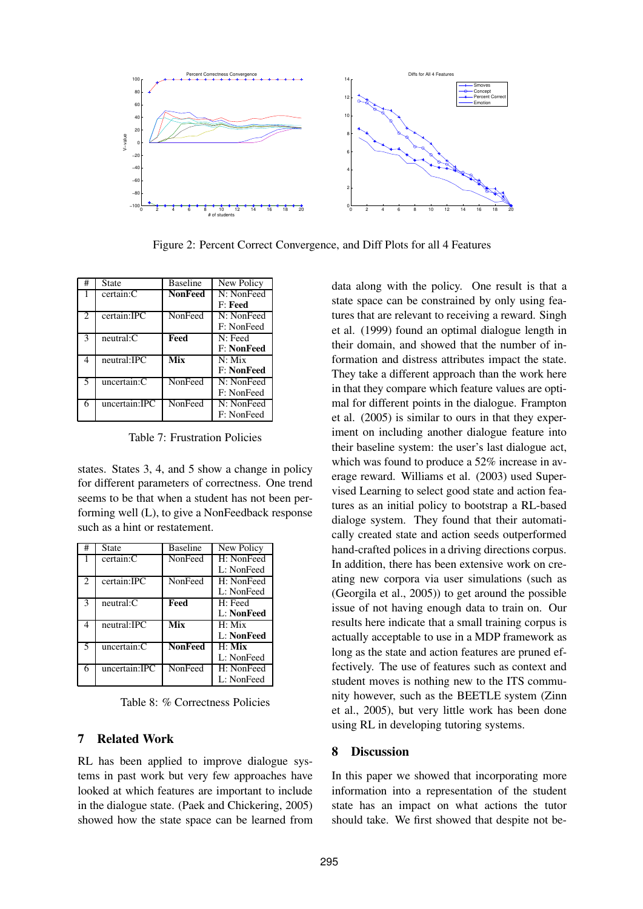Figure 2: Percent Correct Convergence, and Diff Plots for all 4 Features

| # | State | Baseline | New Policy |
|---|---|---|---|
| 1 | certain:C | **NonFeed** | N: NonFeed<br>F: **Feed** |
| 2 | certain:IPC | NonFeed | N: NonFeed<br>F: NonFeed |
| 3 | neutral:C | **Feed** | N: Feed<br>F: **NonFeed** |
| 4 | neutral:IPC | **Mix** | N: Mix<br>F: **NonFeed** |
| 5 | uncertain:C | NonFeed | N: NonFeed<br>F: NonFeed |
| 6 | uncertain:IPC | NonFeed | N: NonFeed<br>F: NonFeed |

Table 7: Frustration Policies

states. States 3, 4, and 5 show a change in policy for different parameters of correctness. One trend seems to be that when a student has not been performing well (L), to give a NonFeedback response such as a hint or restatement.

| # | State | Baseline | New Policy |
|---|---|---|---|
| 1 | certain:C | NonFeed | H: NonFeed<br>L: NonFeed |
| 2 | certain:IPC | NonFeed | H: NonFeed<br>L: NonFeed |
| 3 | neutral:C | **Feed** | H: Feed<br>L: **NonFeed** |
| 4 | neutral:IPC | **Mix** | H: Mix<br>L: **NonFeed** |
| 5 | uncertain:C | **NonFeed** | H: **Mix**<br>L: NonFeed |
| 6 | uncertain:IPC | NonFeed | H: NonFeed<br>L: NonFeed |

Table 8: % Correctness Policies

## 7 Related Work

RL has been applied to improve dialogue systems in past work but very few approaches have looked at which features are important to include in the dialogue state. (Paek and Chickering, 2005) showed how the state space can be learned from data along with the policy. One result is that a state space can be constrained by only using features that are relevant to receiving a reward. Singh et al. (1999) found an optimal dialogue length in their domain, and showed that the number of information and distress attributes impact the state. They take a different approach than the work here in that they compare which feature values are optimal for different points in the dialogue. Frampton et al. (2005) is similar to ours in that they experiment on including another dialogue feature into their baseline system: the user's last dialogue act, which was found to produce a 52% increase in average reward. Williams et al. (2003) used Supervised Learning to select good state and action features as an initial policy to bootstrap a RL-based dialoge system. They found that their automatically created state and action seeds outperformed hand-crafted polices in a driving directions corpus. In addition, there has been extensive work on creating new corpora via user simulations (such as (Georgila et al., 2005)) to get around the possible issue of not having enough data to train on. Our results here indicate that a small training corpus is actually acceptable to use in a MDP framework as long as the state and action features are pruned effectively. The use of features such as context and student moves is nothing new to the ITS community however, such as the BEETLE system (Zinn et al., 2005), but very little work has been done using RL in developing tutoring systems.

## 8 Discussion

In this paper we showed that incorporating more information into a representation of the student state has an impact on what actions the tutor should take. We first showed that despite not be-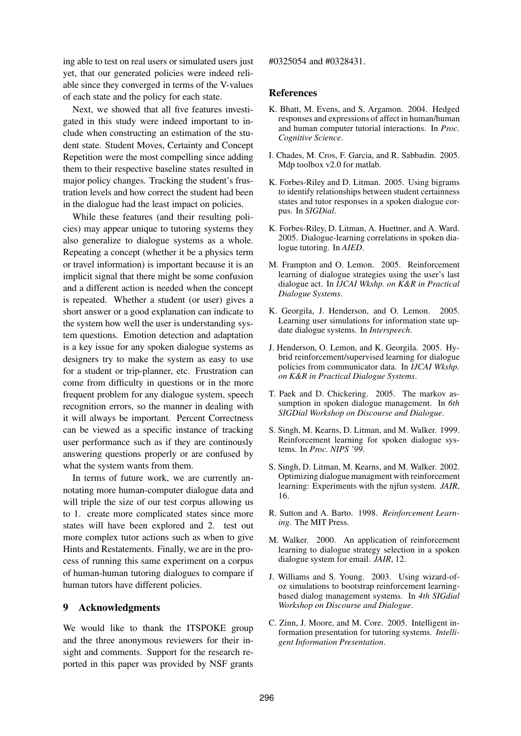ing able to test on real users or simulated users just yet, that our generated policies were indeed reliable since they converged in terms of the V-values of each state and the policy for each state.

Next, we showed that all five features investigated in this study were indeed important to include when constructing an estimation of the student state. Student Moves, Certainty and Concept Repetition were the most compelling since adding them to their respective baseline states resulted in major policy changes. Tracking the student's frustration levels and how correct the student had been in the dialogue had the least impact on policies.

While these features (and their resulting policies) may appear unique to tutoring systems they also generalize to dialogue systems as a whole. Repeating a concept (whether it be a physics term or travel information) is important because it is an implicit signal that there might be some confusion and a different action is needed when the concept is repeated. Whether a student (or user) gives a short answer or a good explanation can indicate to the system how well the user is understanding system questions. Emotion detection and adaptation is a key issue for any spoken dialogue systems as designers try to make the system as easy to use for a student or trip-planner, etc. Frustration can come from difficulty in questions or in the more frequent problem for any dialogue system, speech recognition errors, so the manner in dealing with it will always be important. Percent Correctness can be viewed as a specific instance of tracking user performance such as if they are continously answering questions properly or are confused by what the system wants from them.

In terms of future work, we are currently annotating more human-computer dialogue data and will triple the size of our test corpus allowing us to 1. create more complicated states since more states will have been explored and 2. test out more complex tutor actions such as when to give Hints and Restatements. Finally, we are in the process of running this same experiment on a corpus of human-human tutoring dialogues to compare if human tutors have different policies.

## 9 Acknowledgments

We would like to thank the ITSPOKE group and the three anonymous reviewers for their insight and comments. Support for the research reported in this paper was provided by NSF grants #0325054 and #0328431.

## References

K. Bhatt, M. Evens, and S. Argamon. 2004. Hedged responses and expressions of affect in human/human and human computer tutorial interactions. In *Proc. Cognitive Science*.

I. Chades, M. Cros, F. Garcia, and R. Sabbadin. 2005. Mdp toolbox v2.0 for matlab.

K. Forbes-Riley and D. Litman. 2005. Using bigrams to identify relationships between student certainness states and tutor responses in a spoken dialogue corpus. In *SIGDial*.

K. Forbes-Riley, D. Litman, A. Huettner, and A. Ward. 2005. Dialogue-learning correlations in spoken dialogue tutoring. In *AIED*.

M. Frampton and O. Lemon. 2005. Reinforcement learning of dialogue strategies using the user's last dialogue act. In *IJCAI Wkshp. on K&R in Practical Dialogue Systems*.

K. Georgila, J. Henderson, and O. Lemon. 2005. Learning user simulations for information state update dialogue systems. In *Interspeech*.

J. Henderson, O. Lemon, and K. Georgila. 2005. Hybrid reinforcement/supervised learning for dialogue policies from communicator data. In *IJCAI Wkshp. on K&R in Practical Dialogue Systems*.

T. Paek and D. Chickering. 2005. The markov assumption in spoken dialogue management. In *6th SIGDial Workshop on Discourse and Dialogue*.

S. Singh, M. Kearns, D. Litman, and M. Walker. 1999. Reinforcement learning for spoken dialogue systems. In *Proc. NIPS '99*.

S. Singh, D. Litman, M. Kearns, and M. Walker. 2002. Optimizing dialogue managment with reinforcement learning: Experiments with the njfun system. *JAIR*, 16.

R. Sutton and A. Barto. 1998. *Reinforcement Learning*. The MIT Press.

M. Walker. 2000. An application of reinforcement learning to dialogue strategy selection in a spoken dialogue system for email. *JAIR*, 12.

J. Williams and S. Young. 2003. Using wizard-of-oz simulations to bootstrap reinforcement learning-based dialog management systems. In *4th SIGdial Workshop on Discourse and Dialogue*.

C. Zinn, J. Moore, and M. Core. 2005. Intelligent information presentation for tutoring systems. *Intelligent Information Presentation*.